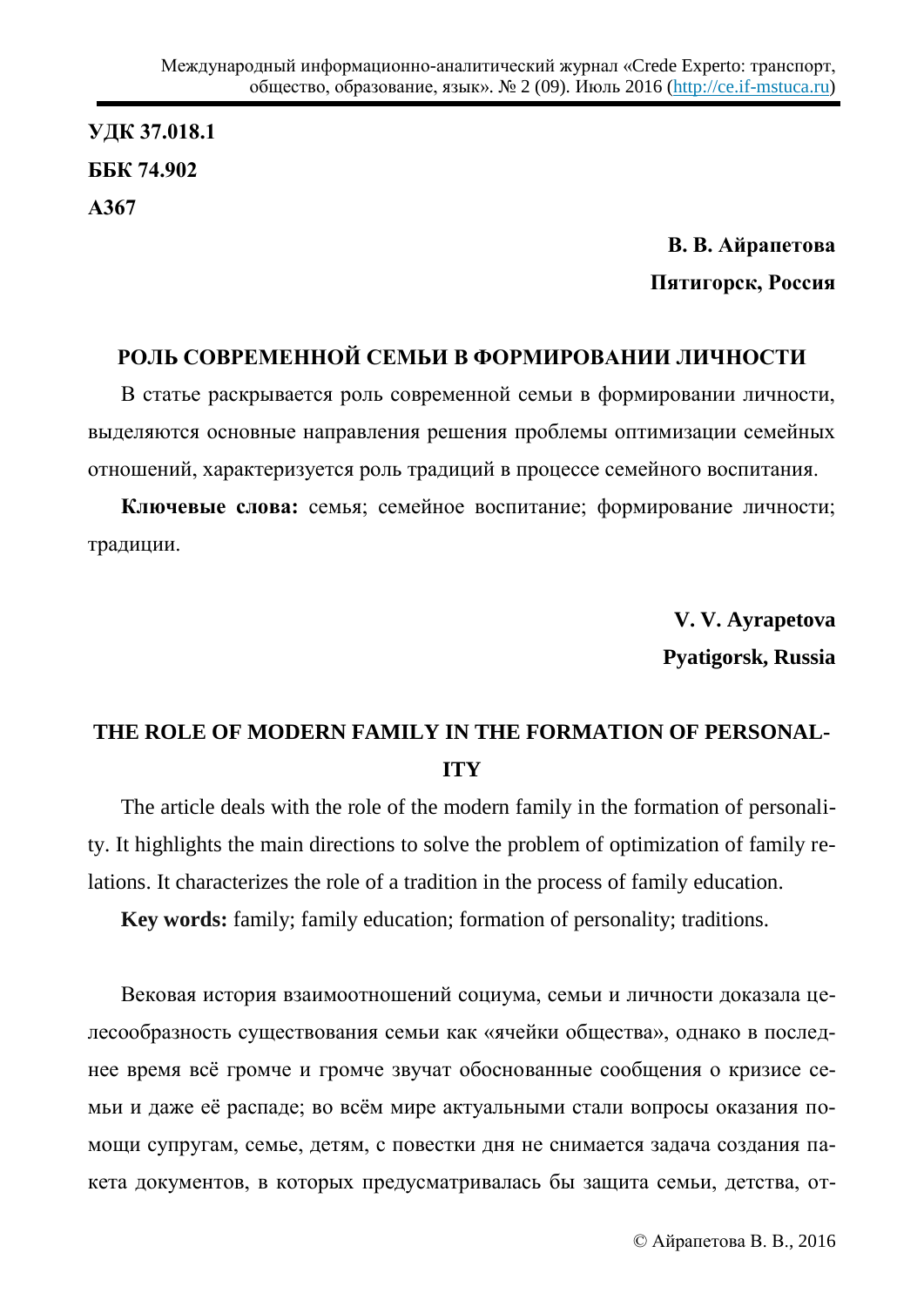**УДК 37.018.1**

**ББК 74.902**

**А367**

**В. В. Айрапетова**

**Пятигорск, Россия**

## РОЛЬ СОВРЕМЕННОЙ СЕМЬИ В ФОРМИРОВАНИИ ЛИЧНОСТИ

В статье раскрывается роль современной семьи в формировании личности, выделяются основные направления решения проблемы оптимизации семейных отношений, характеризуется роль традиций в процессе семейного воспитания.

**Ключевые слова:** семья; семейное воспитание; формирование личности; традиции.

**V. V. Ayrapetova**

**Pyatigorsk, Russia**

## THE ROLE OF MODERN FAMILY IN THE FORMATION OF PERSONALITY

The article deals with the role of the modern family in the formation of personality. It highlights the main directions to solve the problem of optimization of family relations. It characterizes the role of a tradition in the process of family education.

**Key words:** family; family education; formation of personality; traditions.

Вековая история взаимоотношений социума, семьи и личности доказала целесообразность существования семьи как «ячейки общества», однако в последнее время всё громче и громче звучат обоснованные сообщения о кризисе семьи и даже её распаде; во всём мире актуальными стали вопросы оказания помощи супругам, семье, детям, с повестки дня не снимается задача создания пакета документов, в которых предусматривалась бы защита семьи, детства, от-

© Айрапетова В. В., 2016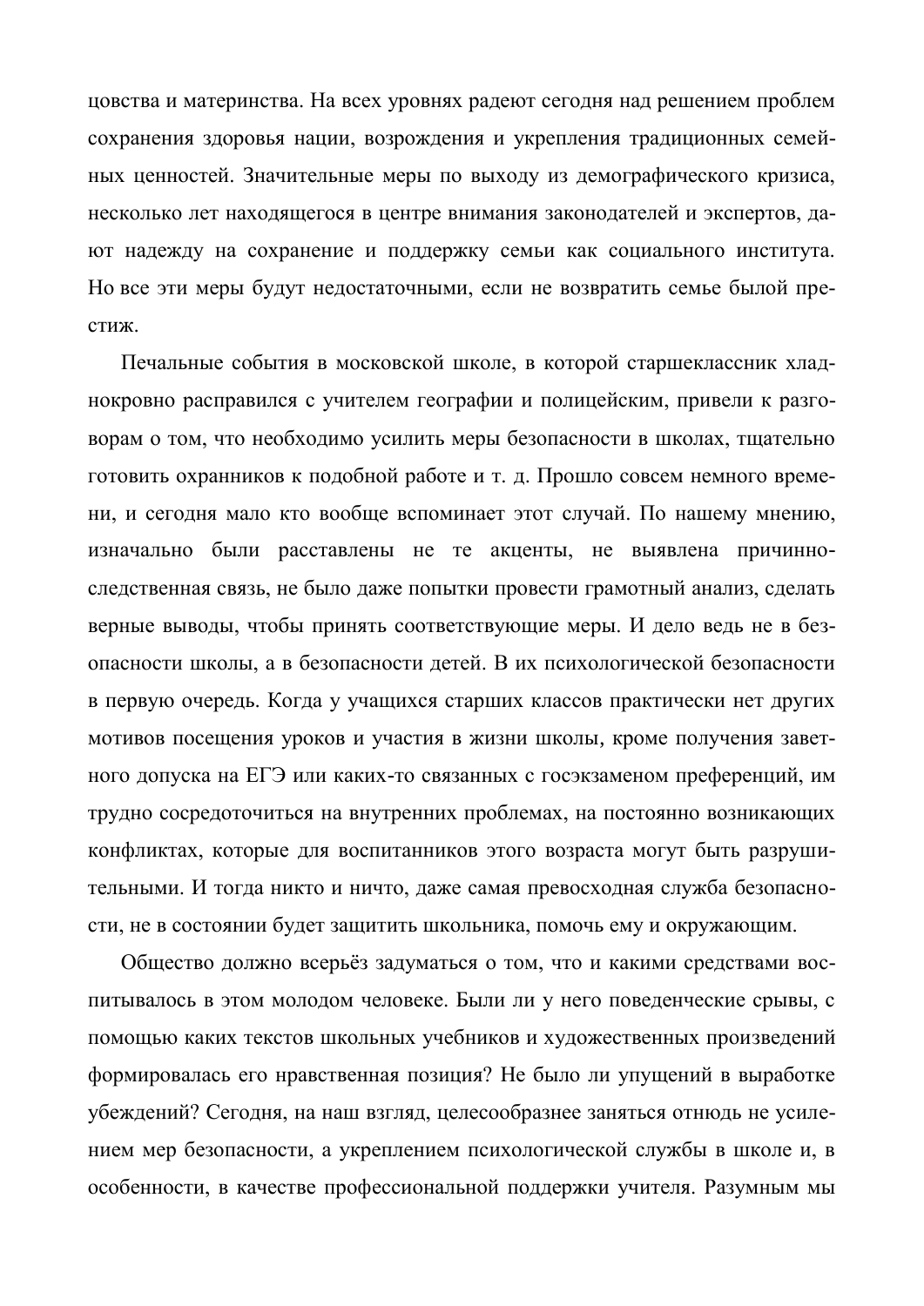цовства и материнства. На всех уровнях радеют сегодня над решением проблем сохранения здоровья нации, возрождения и укрепления традиционных семейных ценностей. Значительные меры по выходу из демографического кризиса, несколько лет находящегося в центре внимания законодателей и экспертов, дают надежду на сохранение и поддержку семьи как социального института. Но все эти меры будут недостаточными, если не возвратить семье былой престиж.

Печальные события в московской школе, в которой старшеклассник хладнокровно расправился с учителем географии и полицейским, привели к разговорам о том, что необходимо усилить меры безопасности в школах, тщательно готовить охранников к подобной работе и т. д. Прошло совсем немного времени, и сегодня мало кто вообще вспоминает этот случай. По нашему мнению, изначально были расставлены не те акценты, не выявлена причинно-следственная связь, не было даже попытки провести грамотный анализ, сделать верные выводы, чтобы принять соответствующие меры. И дело ведь не в безопасности школы, а в безопасности детей. В их психологической безопасности в первую очередь. Когда у учащихся старших классов практически нет других мотивов посещения уроков и участия в жизни школы, кроме получения заветного допуска на ЕГЭ или каких-то связанных с госэкзаменом преференций, им трудно сосредоточиться на внутренних проблемах, на постоянно возникающих конфликтах, которые для воспитанников этого возраста могут быть разрушительными. И тогда никто и ничто, даже самая превосходная служба безопасности, не в состоянии будет защитить школьника, помочь ему и окружающим.

Общество должно всерьёз задуматься о том, что и какими средствами воспитывалось в этом молодом человеке. Были ли у него поведенческие срывы, с помощью каких текстов школьных учебников и художественных произведений формировалась его нравственная позиция? Не было ли упущений в выработке убеждений? Сегодня, на наш взгляд, целесообразнее заняться отнюдь не усилением мер безопасности, а укреплением психологической службы в школе и, в особенности, в качестве профессиональной поддержки учителя. Разумным мы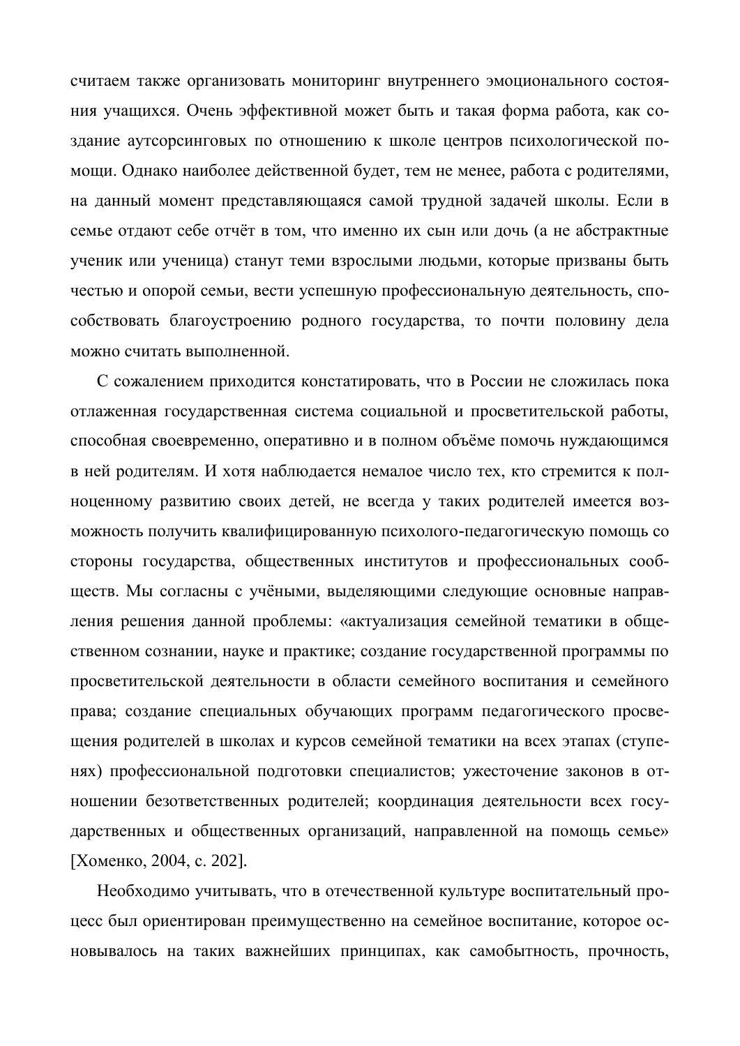считаем также организовать мониторинг внутреннего эмоционального состояния учащихся. Очень эффективной может быть и такая форма работа, как создание аутсорсинговых по отношению к школе центров психологической помощи. Однако наиболее действенной будет, тем не менее, работа с родителями, на данный момент представляющаяся самой трудной задачей школы. Если в семье отдают себе отчёт в том, что именно их сын или дочь (а не абстрактные ученик или ученица) станут теми взрослыми людьми, которые призваны быть честью и опорой семьи, вести успешную профессиональную деятельность, способствовать благоустроению родного государства, то почти половину дела можно считать выполненной.

С сожалением приходится констатировать, что в России не сложилась пока отлаженная государственная система социальной и просветительской работы, способная своевременно, оперативно и в полном объёме помочь нуждающимся в ней родителям. И хотя наблюдается немалое число тех, кто стремится к полноценному развитию своих детей, не всегда у таких родителей имеется возможность получить квалифицированную психолого-педагогическую помощь со стороны государства, общественных институтов и профессиональных сообществ. Мы согласны с учёными, выделяющими следующие основные направления решения данной проблемы: «актуализация семейной тематики в общественном сознании, науке и практике; создание государственной программы по просветительской деятельности в области семейного воспитания и семейного права; создание специальных обучающих программ педагогического просвещения родителей в школах и курсов семейной тематики на всех этапах (ступенях) профессиональной подготовки специалистов; ужесточение законов в отношении безответственных родителей; координация деятельности всех государственных и общественных организаций, направленной на помощь семье» [Хоменко, 2004, с. 202].

Необходимо учитывать, что в отечественной культуре воспитательный процесс был ориентирован преимущественно на семейное воспитание, которое основывалось на таких важнейших принципах, как самобытность, прочность,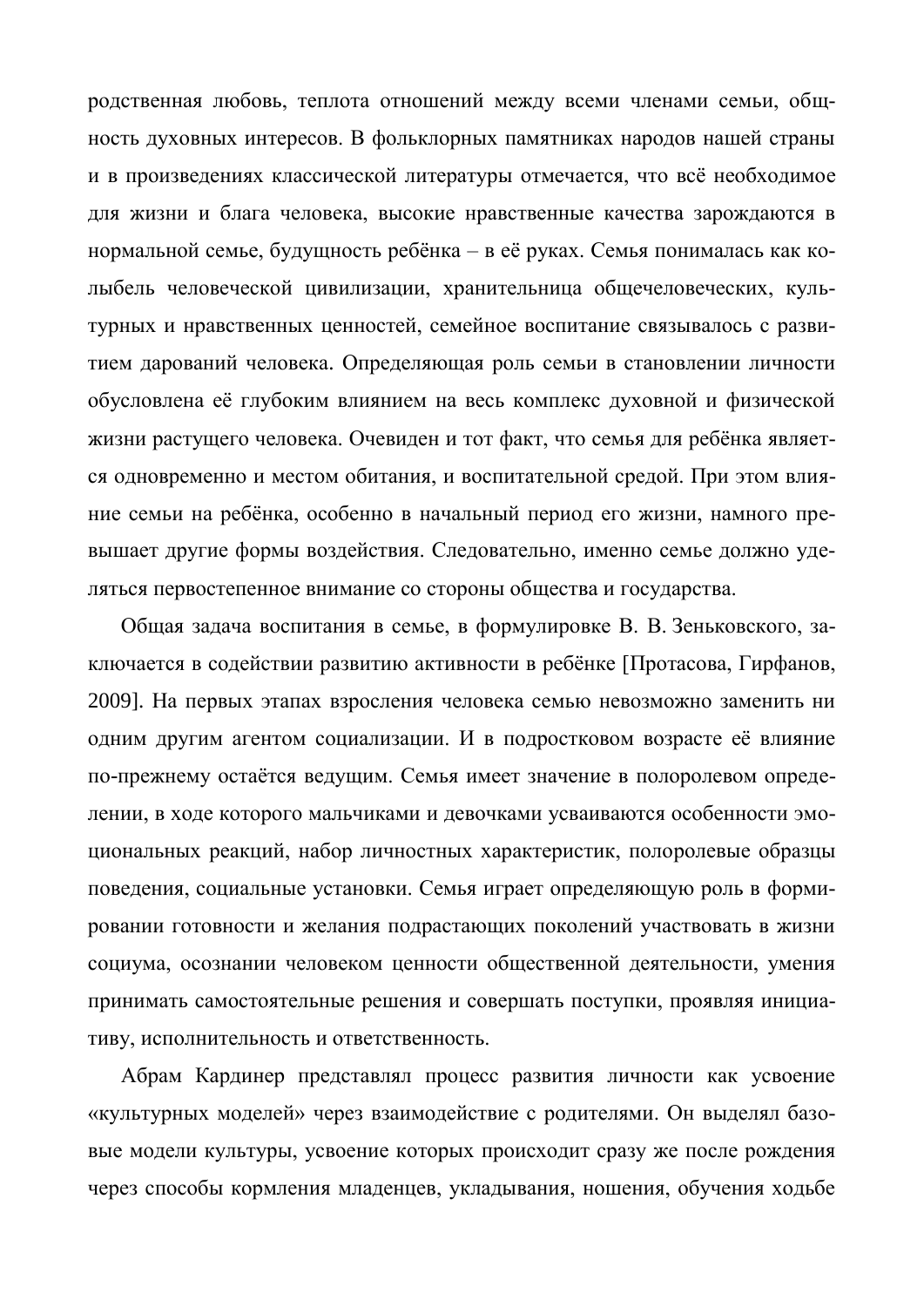родственная любовь, теплота отношений между всеми членами семьи, общность духовных интересов. В фольклорных памятниках народов нашей страны и в произведениях классической литературы отмечается, что всё необходимое для жизни и блага человека, высокие нравственные качества зарождаются в нормальной семье, будущность ребёнка – в её руках. Семья понималась как колыбель человеческой цивилизации, хранительница общечеловеческих, культурных и нравственных ценностей, семейное воспитание связывалось с развитием дарований человека. Определяющая роль семьи в становлении личности обусловлена её глубоким влиянием на весь комплекс духовной и физической жизни растущего человека. Очевиден и тот факт, что семья для ребёнка является одновременно и местом обитания, и воспитательной средой. При этом влияние семьи на ребёнка, особенно в начальный период его жизни, намного превышает другие формы воздействия. Следовательно, именно семье должно уделяться первостепенное внимание со стороны общества и государства.

Общая задача воспитания в семье, в формулировке В. В. Зеньковского, заключается в содействии развитию активности в ребёнке [Протасова, Гирфанов, 2009]. На первых этапах взросления человека семью невозможно заменить ни одним другим агентом социализации. И в подростковом возрасте её влияние по-прежнему остаётся ведущим. Семья имеет значение в полоролевом определении, в ходе которого мальчиками и девочками усваиваются особенности эмоциональных реакций, набор личностных характеристик, полоролевые образцы поведения, социальные установки. Семья играет определяющую роль в формировании готовности и желания подрастающих поколений участвовать в жизни социума, осознании человеком ценности общественной деятельности, умения принимать самостоятельные решения и совершать поступки, проявляя инициативу, исполнительность и ответственность.

Абрам Кардинер представлял процесс развития личности как усвоение «культурных моделей» через взаимодействие с родителями. Он выделял базовые модели культуры, усвоение которых происходит сразу же после рождения через способы кормления младенцев, укладывания, ношения, обучения ходьбе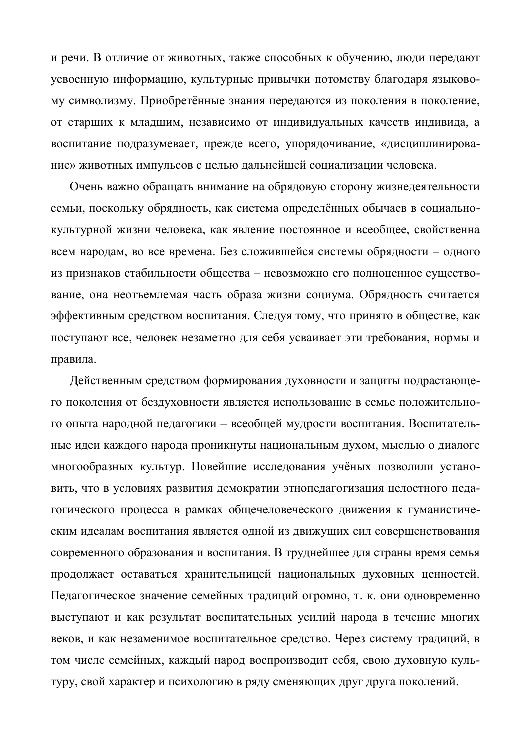и речи. В отличие от животных, также способных к обучению, люди передают усвоенную информацию, культурные привычки потомству благодаря языковому символизму. Приобретённые знания передаются из поколения в поколение, от старших к младшим, независимо от индивидуальных качеств индивида, а воспитание подразумевает, прежде всего, упорядочивание, «дисциплинирование» животных импульсов с целью дальнейшей социализации человека.

Очень важно обращать внимание на обрядовую сторону жизнедеятельности семьи, поскольку обрядность, как система определённых обычаев в социально-культурной жизни человека, как явление постоянное и всеобщее, свойственна всем народам, во все времена. Без сложившейся системы обрядности – одного из признаков стабильности общества – невозможно его полноценное существование, она неотъемлемая часть образа жизни социума. Обрядность считается эффективным средством воспитания. Следуя тому, что принято в обществе, как поступают все, человек незаметно для себя усваивает эти требования, нормы и правила.

Действенным средством формирования духовности и защиты подрастающего поколения от бездуховности является использование в семье положительного опыта народной педагогики – всеобщей мудрости воспитания. Воспитательные идеи каждого народа проникнуты национальным духом, мыслью о диалоге многообразных культур. Новейшие исследования учёных позволили установить, что в условиях развития демократии этнопедагогизация целостного педагогического процесса в рамках общечеловеческого движения к гуманистическим идеалам воспитания является одной из движущих сил совершенствования современного образования и воспитания. В труднейшее для страны время семья продолжает оставаться хранительницей национальных духовных ценностей. Педагогическое значение семейных традиций огромно, т. к. они одновременно выступают и как результат воспитательных усилий народа в течение многих веков, и как незаменимое воспитательное средство. Через систему традиций, в том числе семейных, каждый народ воспроизводит себя, свою духовную культуру, свой характер и психологию в ряду сменяющих друг друга поколений.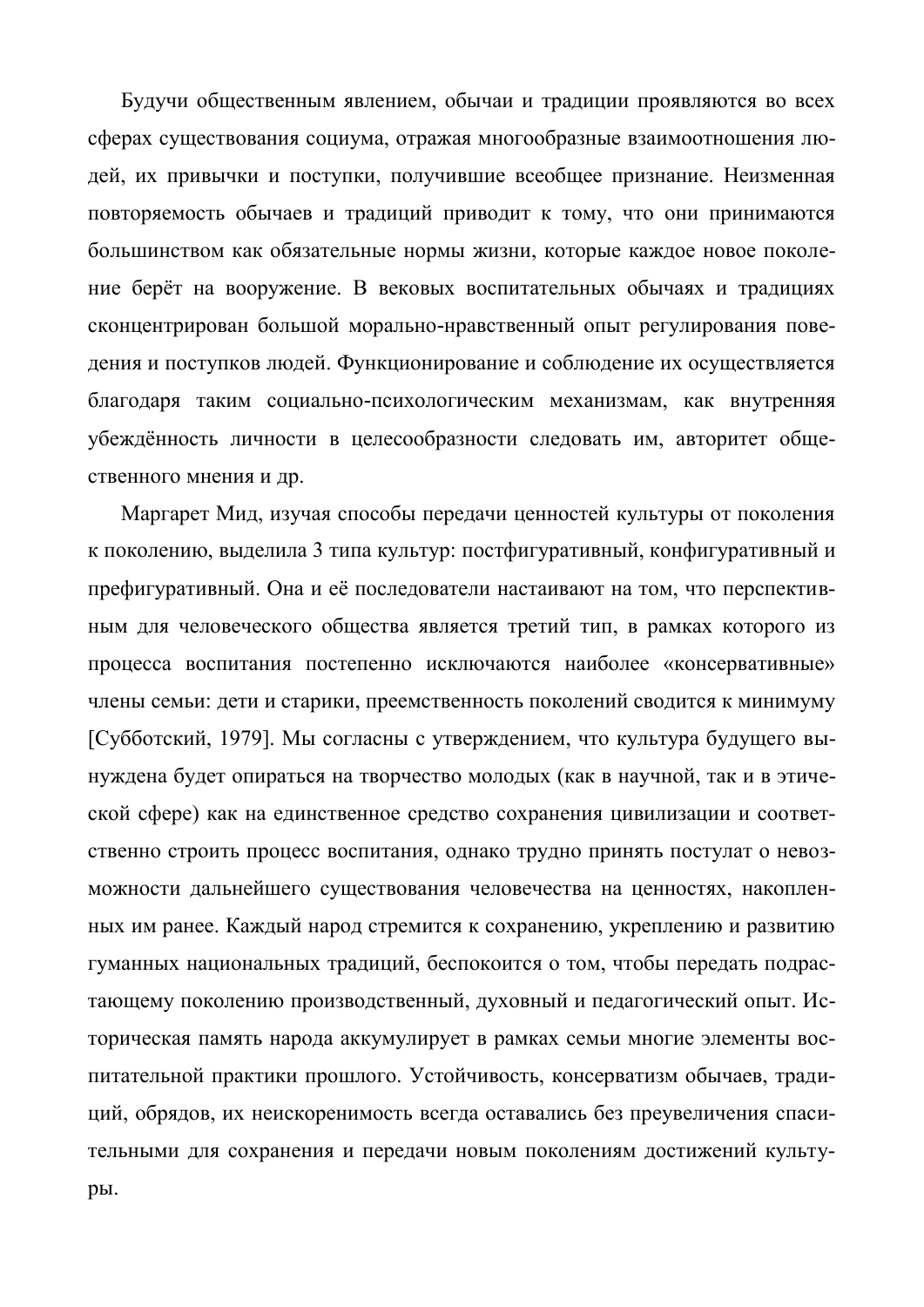Будучи общественным явлением, обычаи и традиции проявляются во всех сферах существования социума, отражая многообразные взаимоотношения людей, их привычки и поступки, получившие всеобщее признание. Неизменная повторяемость обычаев и традиций приводит к тому, что они принимаются большинством как обязательные нормы жизни, которые каждое новое поколение берёт на вооружение. В вековых воспитательных обычаях и традициях сконцентрирован большой морально-нравственный опыт регулирования поведения и поступков людей. Функционирование и соблюдение их осуществляется благодаря таким социально-психологическим механизмам, как внутренняя убеждённость личности в целесообразности следовать им, авторитет общественного мнения и др.

Маргарет Мид, изучая способы передачи ценностей культуры от поколения к поколению, выделила 3 типа культур: постфигуративный, конфигуративный и префигуративный. Она и её последователи настаивают на том, что перспективным для человеческого общества является третий тип, в рамках которого из процесса воспитания постепенно исключаются наиболее «консервативные» члены семьи: дети и старики, преемственность поколений сводится к минимуму [Субботский, 1979]. Мы согласны с утверждением, что культура будущего вынуждена будет опираться на творчество молодых (как в научной, так и в этической сфере) как на единственное средство сохранения цивилизации и соответственно строить процесс воспитания, однако трудно принять постулат о невозможности дальнейшего существования человечества на ценностях, накопленных им ранее. Каждый народ стремится к сохранению, укреплению и развитию гуманных национальных традиций, беспокоится о том, чтобы передать подрастающему поколению производственный, духовный и педагогический опыт. Историческая память народа аккумулирует в рамках семьи многие элементы воспитательной практики прошлого. Устойчивость, консерватизм обычаев, традиций, обрядов, их неискоренимость всегда оставались без преувеличения спасительными для сохранения и передачи новым поколениям достижений культуры.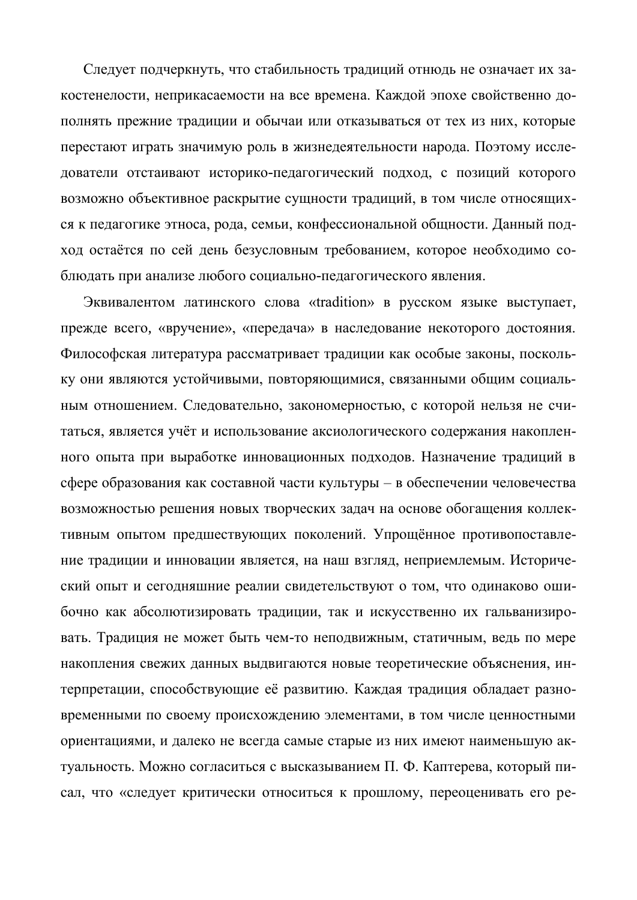Следует подчеркнуть, что стабильность традиций отнюдь не означает их закостенелости, неприкасаемости на все времена. Каждой эпохе свойственно дополнять прежние традиции и обычаи или отказываться от тех из них, которые перестают играть значимую роль в жизнедеятельности народа. Поэтому исследователи отстаивают историко-педагогический подход, с позиций которого возможно объективное раскрытие сущности традиций, в том числе относящихся к педагогике этноса, рода, семьи, конфессиональной общности. Данный подход остаётся по сей день безусловным требованием, которое необходимо соблюдать при анализе любого социально-педагогического явления.

Эквивалентом латинского слова «tradition» в русском языке выступает, прежде всего, «вручение», «передача» в наследование некоторого достояния. Философская литература рассматривает традиции как особые законы, поскольку они являются устойчивыми, повторяющимися, связанными общим социальным отношением. Следовательно, закономерностью, с которой нельзя не считаться, является учёт и использование аксиологического содержания накопленного опыта при выработке инновационных подходов. Назначение традиций в сфере образования как составной части культуры – в обеспечении человечества возможностью решения новых творческих задач на основе обогащения коллективным опытом предшествующих поколений. Упрощённое противопоставление традиции и инновации является, на наш взгляд, неприемлемым. Исторический опыт и сегодняшние реалии свидетельствуют о том, что одинаково ошибочно как абсолютизировать традиции, так и искусственно их гальванизировать. Традиция не может быть чем-то неподвижным, статичным, ведь по мере накопления свежих данных выдвигаются новые теоретические объяснения, интерпретации, способствующие её развитию. Каждая традиция обладает разновременными по своему происхождению элементами, в том числе ценностными ориентациями, и далеко не всегда самые старые из них имеют наименьшую актуальность. Можно согласиться с высказыванием П. Ф. Каптерева, который писал, что «следует критически относиться к прошлому, переоценивать его ре-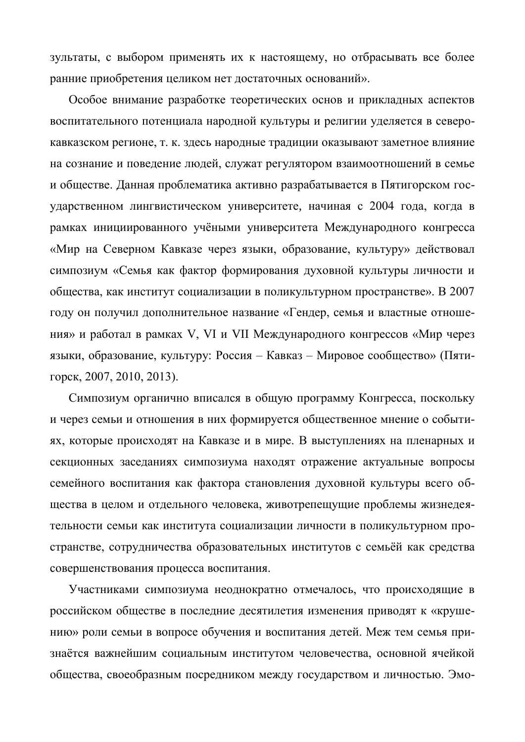зультаты, с выбором применять их к настоящему, но отбрасывать все более ранние приобретения целиком нет достаточных оснований».

Особое внимание разработке теоретических основ и прикладных аспектов воспитательного потенциала народной культуры и религии уделяется в северокавказском регионе, т. к. здесь народные традиции оказывают заметное влияние на сознание и поведение людей, служат регулятором взаимоотношений в семье и обществе. Данная проблематика активно разрабатывается в Пятигорском государственном лингвистическом университете, начиная с 2004 года, когда в рамках инициированного учёными университета Международного конгресса «Мир на Северном Кавказе через языки, образование, культуру» действовал симпозиум «Семья как фактор формирования духовной культуры личности и общества, как институт социализации в поликультурном пространстве». В 2007 году он получил дополнительное название «Гендер, семья и властные отношения» и работал в рамках V, VI и VII Международного конгрессов «Мир через языки, образование, культуру: Россия – Кавказ – Мировое сообщество» (Пятигорск, 2007, 2010, 2013).

Симпозиум органично вписался в общую программу Конгресса, поскольку и через семьи и отношения в них формируется общественное мнение о событиях, которые происходят на Кавказе и в мире. В выступлениях на пленарных и секционных заседаниях симпозиума находят отражение актуальные вопросы семейного воспитания как фактора становления духовной культуры всего общества в целом и отдельного человека, животрепещущие проблемы жизнедеятельности семьи как института социализации личности в поликультурном пространстве, сотрудничества образовательных институтов с семьёй как средства совершенствования процесса воспитания.

Участниками симпозиума неоднократно отмечалось, что происходящие в российском обществе в последние десятилетия изменения приводят к «крушению» роли семьи в вопросе обучения и воспитания детей. Меж тем семья признаётся важнейшим социальным институтом человечества, основной ячейкой общества, своеобразным посредником между государством и личностью. Эмо-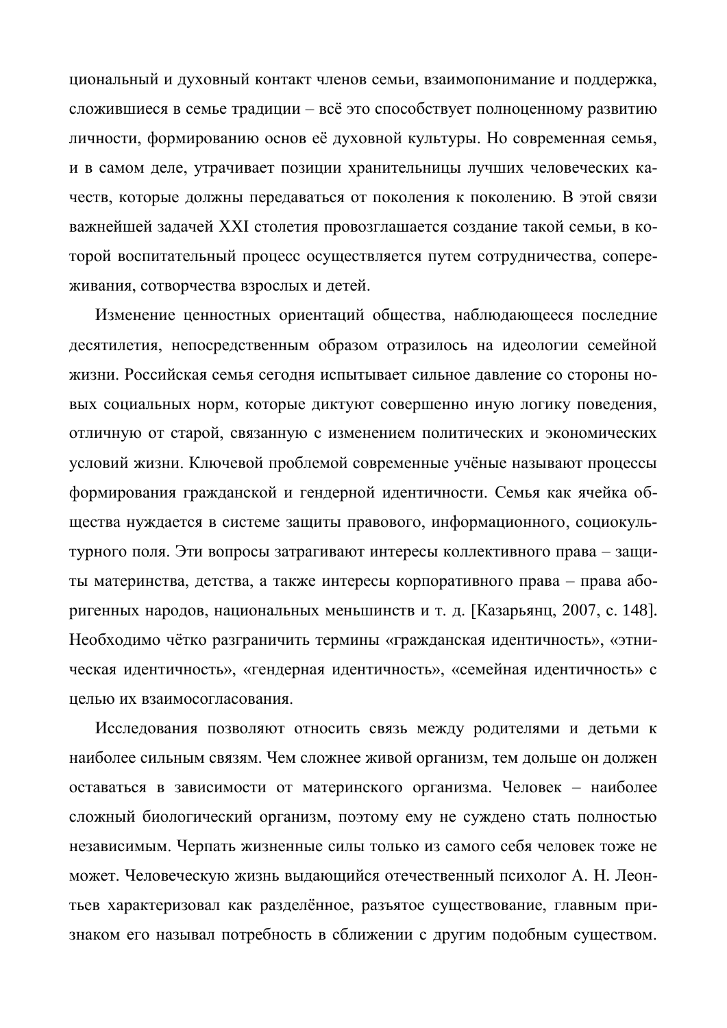циональный и духовный контакт членов семьи, взаимопонимание и поддержка, сложившиеся в семье традиции – всё это способствует полноценному развитию личности, формированию основ её духовной культуры. Но современная семья, и в самом деле, утрачивает позиции хранительницы лучших человеческих качеств, которые должны передаваться от поколения к поколению. В этой связи важнейшей задачей XXI столетия провозглашается создание такой семьи, в которой воспитательный процесс осуществляется путем сотрудничества, сопереживания, сотворчества взрослых и детей.

Изменение ценностных ориентаций общества, наблюдающееся последние десятилетия, непосредственным образом отразилось на идеологии семейной жизни. Российская семья сегодня испытывает сильное давление со стороны новых социальных норм, которые диктуют совершенно иную логику поведения, отличную от старой, связанную с изменением политических и экономических условий жизни. Ключевой проблемой современные учёные называют процессы формирования гражданской и гендерной идентичности. Семья как ячейка общества нуждается в системе защиты правового, информационного, социокультурного поля. Эти вопросы затрагивают интересы коллективного права – защиты материнства, детства, а также интересы корпоративного права – права аборигенных народов, национальных меньшинств и т. д. [Казарьянц, 2007, с. 148]. Необходимо чётко разграничить термины «гражданская идентичность», «этническая идентичность», «гендерная идентичность», «семейная идентичность» с целью их взаимосогласования.

Исследования позволяют относить связь между родителями и детьми к наиболее сильным связям. Чем сложнее живой организм, тем дольше он должен оставаться в зависимости от материнского организма. Человек – наиболее сложный биологический организм, поэтому ему не суждено стать полностью независимым. Черпать жизненные силы только из самого себя человек тоже не может. Человеческую жизнь выдающийся отечественный психолог А. Н. Леонтьев характеризовал как разделённое, разъятое существование, главным признаком его называл потребность в сближении с другим подобным существом.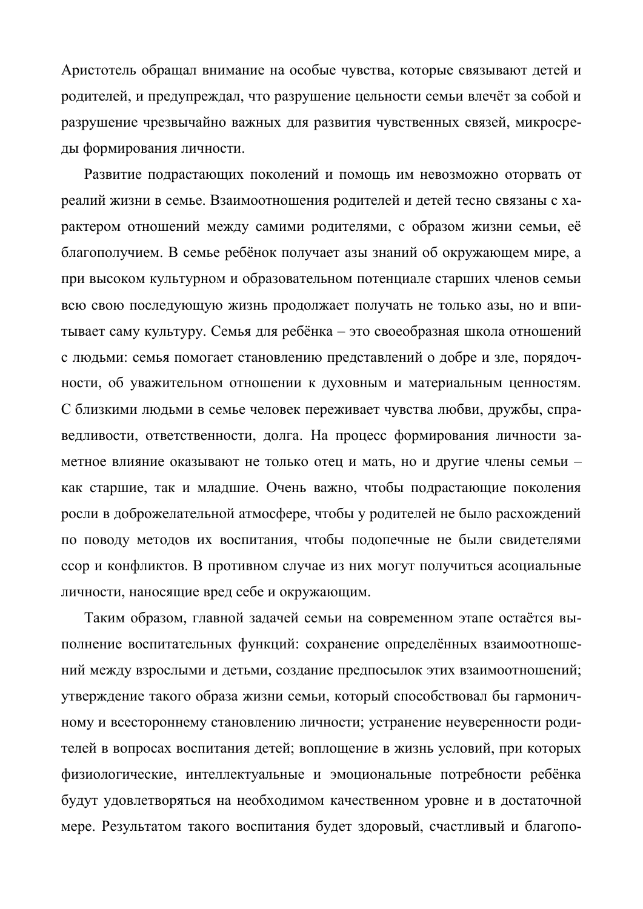Аристотель обращал внимание на особые чувства, которые связывают детей и родителей, и предупреждал, что разрушение цельности семьи влечёт за собой и разрушение чрезвычайно важных для развития чувственных связей, микросреды формирования личности.

Развитие подрастающих поколений и помощь им невозможно оторвать от реалий жизни в семье. Взаимоотношения родителей и детей тесно связаны с характером отношений между самими родителями, с образом жизни семьи, её благополучием. В семье ребёнок получает азы знаний об окружающем мире, а при высоком культурном и образовательном потенциале старших членов семьи всю свою последующую жизнь продолжает получать не только азы, но и впитывает саму культуру. Семья для ребёнка – это своеобразная школа отношений с людьми: семья помогает становлению представлений о добре и зле, порядочности, об уважительном отношении к духовным и материальным ценностям. С близкими людьми в семье человек переживает чувства любви, дружбы, справедливости, ответственности, долга. На процесс формирования личности заметное влияние оказывают не только отец и мать, но и другие члены семьи – как старшие, так и младшие. Очень важно, чтобы подрастающие поколения росли в доброжелательной атмосфере, чтобы у родителей не было расхождений по поводу методов их воспитания, чтобы подопечные не были свидетелями ссор и конфликтов. В противном случае из них могут получиться асоциальные личности, наносящие вред себе и окружающим.

Таким образом, главной задачей семьи на современном этапе остаётся выполнение воспитательных функций: сохранение определённых взаимоотношений между взрослыми и детьми, создание предпосылок этих взаимоотношений; утверждение такого образа жизни семьи, который способствовал бы гармоничному и всестороннему становлению личности; устранение неуверенности родителей в вопросах воспитания детей; воплощение в жизнь условий, при которых физиологические, интеллектуальные и эмоциональные потребности ребёнка будут удовлетворяться на необходимом качественном уровне и в достаточной мере. Результатом такого воспитания будет здоровый, счастливый и благопо-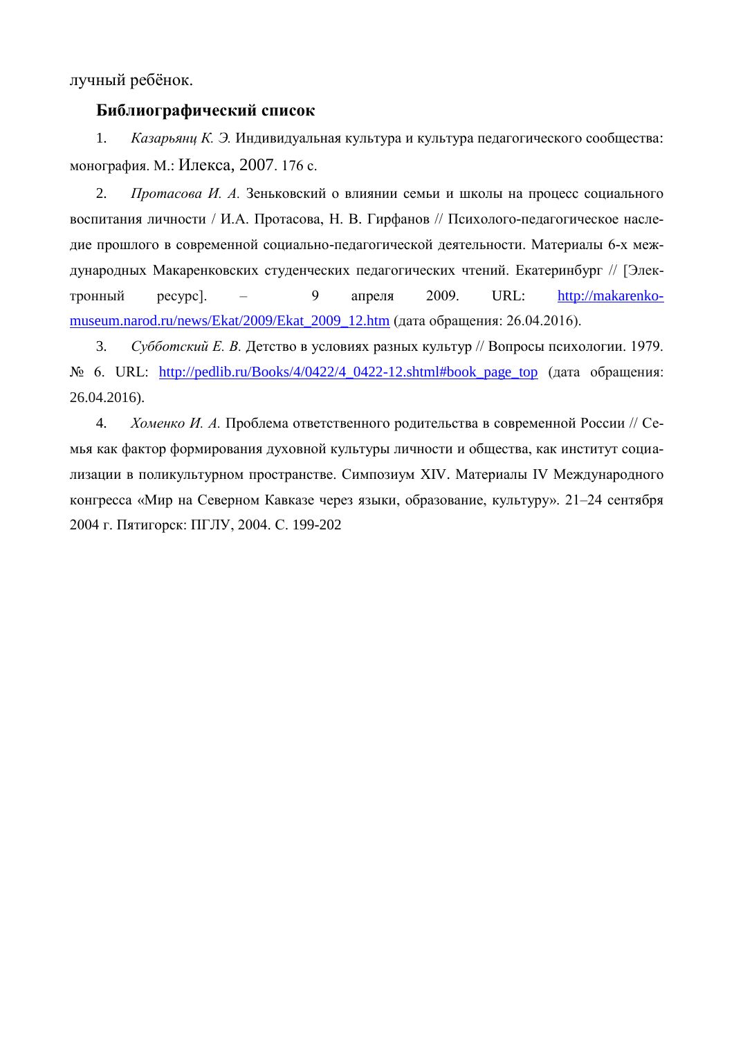лучный ребёнок.

## Библиографический список

1. *Казарьянц К. Э.* Индивидуальная культура и культура педагогического сообщества: монография. М.: Илекса, 2007. 176 с.

2. *Протасова И. А.* Зеньковский о влиянии семьи и школы на процесс социального воспитания личности / И.А. Протасова, Н. В. Гирфанов // Психолого-педагогическое наследие прошлого в современной социально-педагогической деятельности. Материалы 6-х международных Макаренковских студенческих педагогических чтений. Екатеринбург // [Электронный ресурс]. – 9 апреля 2009. URL: http://makarenko-museum.narod.ru/news/Ekat/2009/Ekat_2009_12.htm (дата обращения: 26.04.2016).

3. *Субботский Е. В.* Детство в условиях разных культур // Вопросы психологии. 1979. № 6. URL: http://pedlib.ru/Books/4/0422/4_0422-12.shtml#book_page_top (дата обращения: 26.04.2016).

4. *Хоменко И. А.* Проблема ответственного родительства в современной России // Семья как фактор формирования духовной культуры личности и общества, как институт социализации в поликультурном пространстве. Симпозиум XIV. Материалы IV Международного конгресса «Мир на Северном Кавказе через языки, образование, культуру». 21–24 сентября 2004 г. Пятигорск: ПГЛУ, 2004. С. 199-202